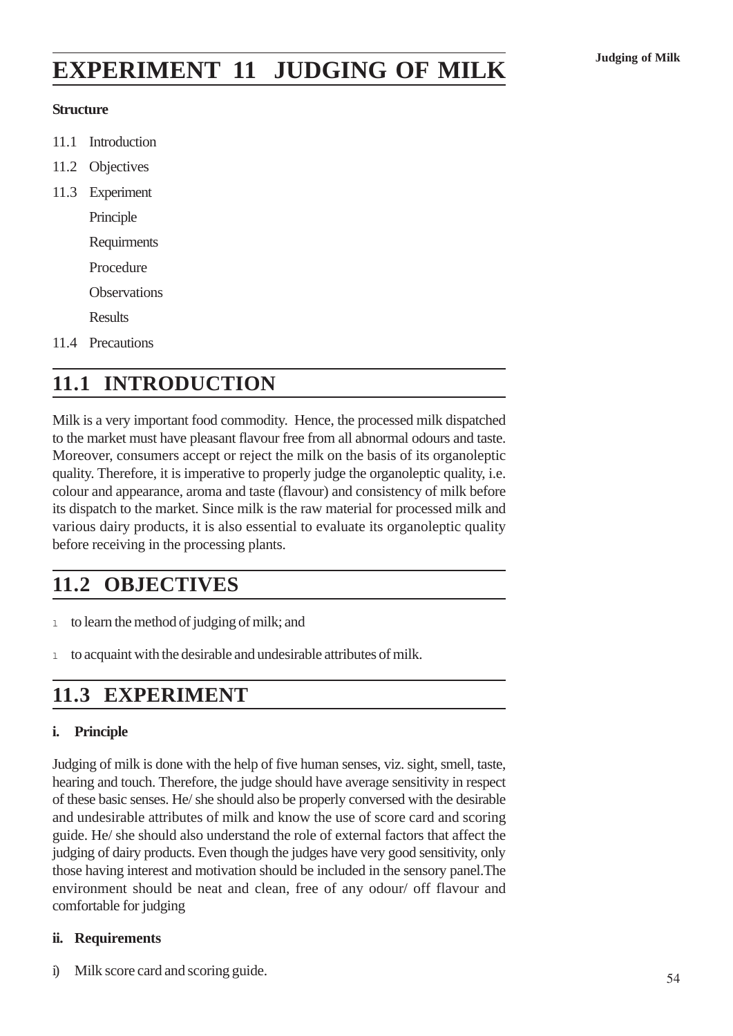# EXPERIMENT 11 JUDGING OF MILK

**Structure**

11.1 Introduction

11.2 Objectives

11.3 Experiment

Principle

Requirments

Procedure

Observations

Results

11.4 Precautions

## 11.1 INTRODUCTION

Milk is a very important food commodity. Hence, the processed milk dispatched to the market must have pleasant flavour free from all abnormal odours and taste. Moreover, consumers accept or reject the milk on the basis of its organoleptic quality. Therefore, it is imperative to properly judge the organoleptic quality, i.e. colour and appearance, aroma and taste (flavour) and consistency of milk before its dispatch to the market. Since milk is the raw material for processed milk and various dairy products, it is also essential to evaluate its organoleptic quality before receiving in the processing plants.

## 11.2 OBJECTIVES

- to learn the method of judging of milk; and
- to acquaint with the desirable and undesirable attributes of milk.

## 11.3 EXPERIMENT

**i. Principle**

Judging of milk is done with the help of five human senses, viz. sight, smell, taste, hearing and touch. Therefore, the judge should have average sensitivity in respect of these basic senses. He/ she should also be properly conversed with the desirable and undesirable attributes of milk and know the use of score card and scoring guide. He/ she should also understand the role of external factors that affect the judging of dairy products. Even though the judges have very good sensitivity, only those having interest and motivation should be included in the sensory panel.The environment should be neat and clean, free of any odour/ off flavour and comfortable for judging

**ii. Requirements**

i) Milk score card and scoring guide.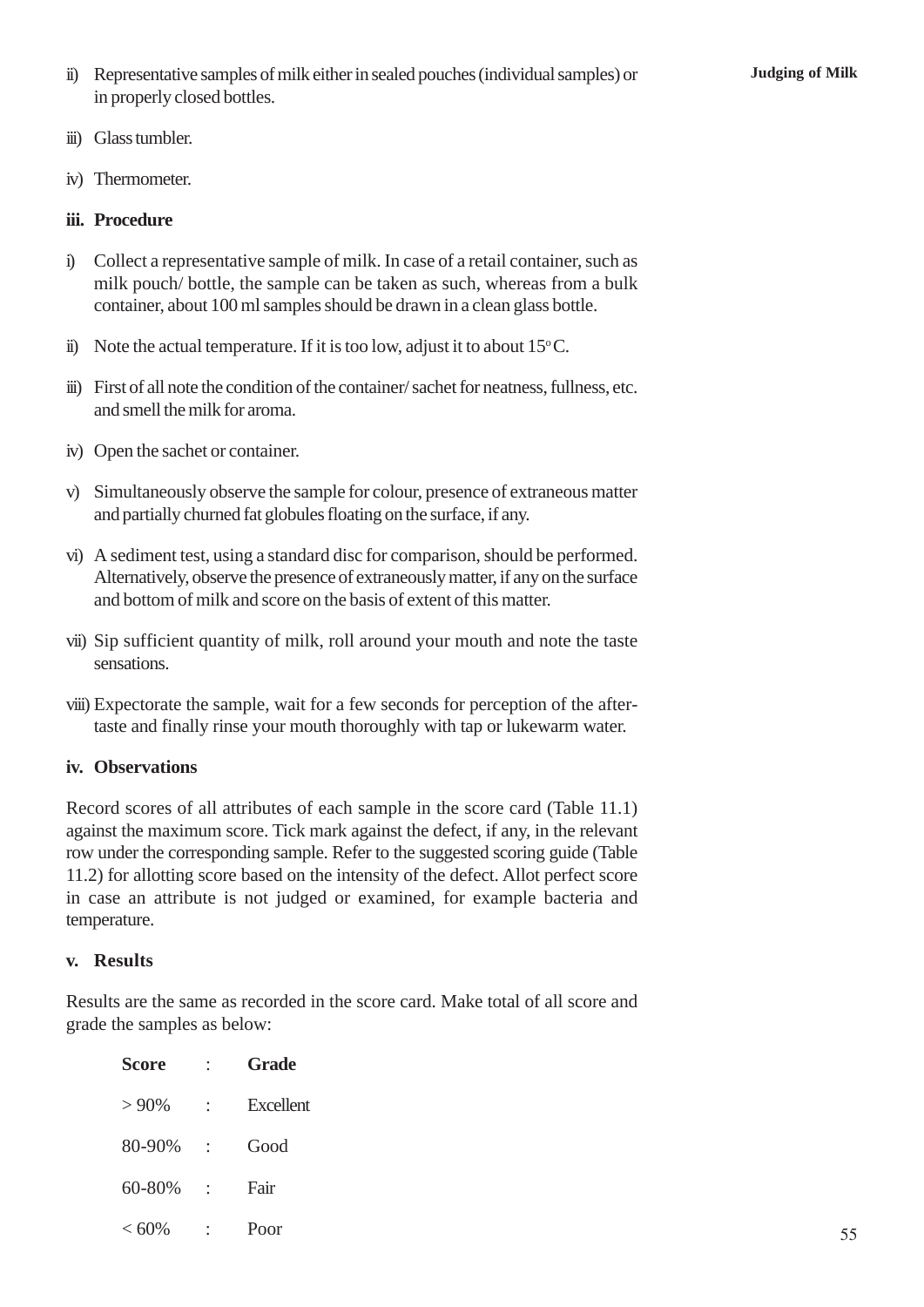ii) Representative samples of milk either in sealed pouches (individual samples) or in properly closed bottles.

iii) Glass tumbler.

iv) Thermometer.

### iii. Procedure

i) Collect a representative sample of milk. In case of a retail container, such as milk pouch/ bottle, the sample can be taken as such, whereas from a bulk container, about 100 ml samples should be drawn in a clean glass bottle.

ii) Note the actual temperature. If it is too low, adjust it to about 15$^{o}$C.

iii) First of all note the condition of the container/ sachet for neatness, fullness, etc. and smell the milk for aroma.

iv) Open the sachet or container.

v) Simultaneously observe the sample for colour, presence of extraneous matter and partially churned fat globules floating on the surface, if any.

vi) A sediment test, using a standard disc for comparison, should be performed. Alternatively, observe the presence of extraneously matter, if any on the surface and bottom of milk and score on the basis of extent of this matter.

vii) Sip sufficient quantity of milk, roll around your mouth and note the taste sensations.

viii) Expectorate the sample, wait for a few seconds for perception of the after-taste and finally rinse your mouth thoroughly with tap or lukewarm water.

### iv. Observations

Record scores of all attributes of each sample in the score card (Table 11.1) against the maximum score. Tick mark against the defect, if any, in the relevant row under the corresponding sample. Refer to the suggested scoring guide (Table 11.2) for allotting score based on the intensity of the defect. Allot perfect score in case an attribute is not judged or examined, for example bacteria and temperature.

### v. Results

Results are the same as recorded in the score card. Make total of all score and grade the samples as below:

| Score | : | Grade |
|---|---|---|
| > 90% | : | Excellent |
| 80-90% | : | Good |
| 60-80% | : | Fair |
| < 60% | : | Poor |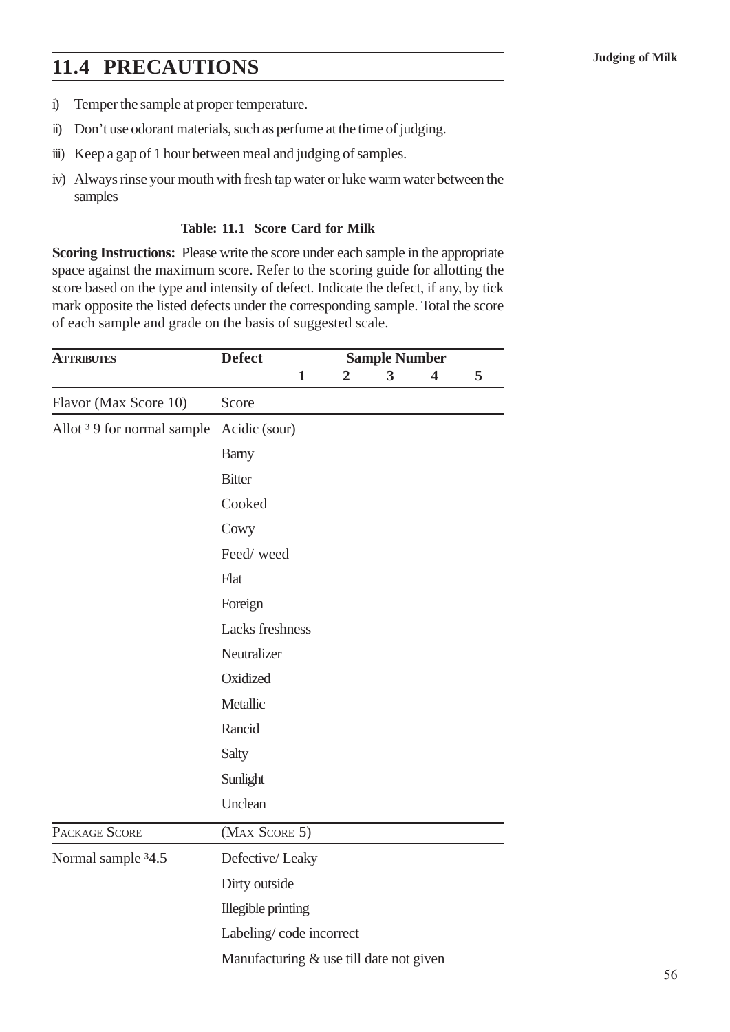## 11.4 PRECAUTIONS

i) Temper the sample at proper temperature.

ii) Don't use odorant materials, such as perfume at the time of judging.

iii) Keep a gap of 1 hour between meal and judging of samples.

iv) Always rinse your mouth with fresh tap water or luke warm water between the samples

**Table: 11.1 Score Card for Milk**

**Scoring Instructions:** Please write the score under each sample in the appropriate space against the maximum score. Refer to the scoring guide for allotting the score based on the type and intensity of defect. Indicate the defect, if any, by tick mark opposite the listed defects under the corresponding sample. Total the score of each sample and grade on the basis of suggested scale.

| ATTRIBUTES | Defect | Sample Number | | | | |
|---|---|---|---|---|---|---|
| | | 1 | 2 | 3 | 4 | 5 |
| Flavor (Max Score 10) | Score | | | | | |
| Allot ³ 9 for normal sample | Acidic (sour) | | | | | |
| | Barny | | | | | |
| | Bitter | | | | | |
| | Cooked | | | | | |
| | Cowy | | | | | |
| | Feed/ weed | | | | | |
| | Flat | | | | | |
| | Foreign | | | | | |
| | Lacks freshness | | | | | |
| | Neutralizer | | | | | |
| | Oxidized | | | | | |
| | Metallic | | | | | |
| | Rancid | | | | | |
| | Salty | | | | | |
| | Sunlight | | | | | |
| | Unclean | | | | | |
| PACKAGE SCORE | (MAX SCORE 5) | | | | | |
| Normal sample ³4.5 | Defective/ Leaky | | | | | |
| | Dirty outside | | | | | |
| | Illegible printing | | | | | |
| | Labeling/ code incorrect | | | | | |
| | Manufacturing & use till date not given | | | | | |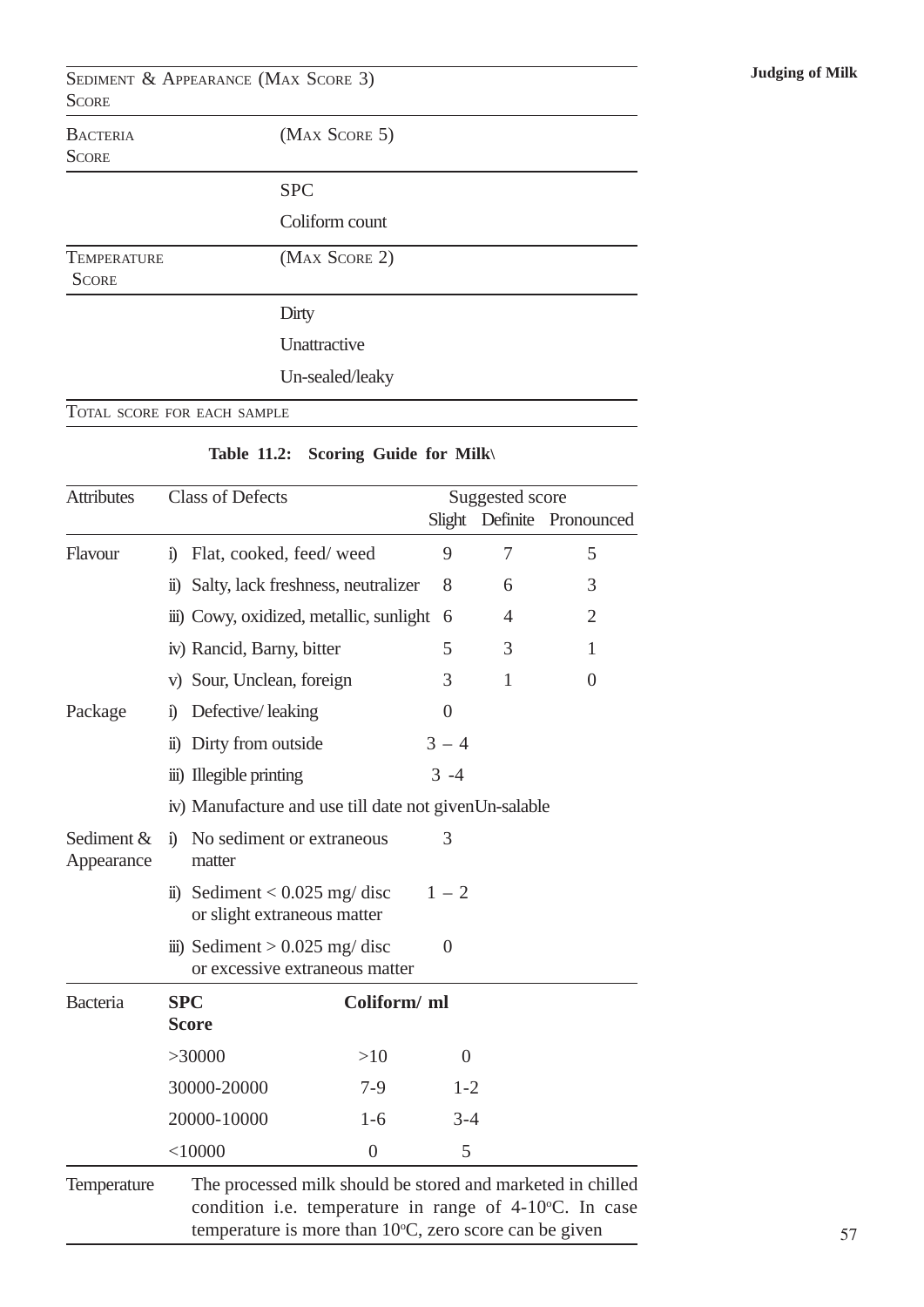| | |
|---|---|
| SEDIMENT & APPEARANCE (MAX SCORE 3) SCORE | |
| BACTERIA SCORE | (MAX SCORE 5) |
| | SPC |
| | Coliform count |
| TEMPERATURE SCORE | (MAX SCORE 2) |
| | Dirty |
| | Unattractive |
| | Un-sealed/leaky |
| TOTAL SCORE FOR EACH SAMPLE | |

**Table 11.2: Scoring Guide for Milk\**

| Attributes | Class of Defects | Suggested score | | |
|---|---|---|---|---|
| | | Slight | Definite | Pronounced |
| Flavour | i) Flat, cooked, feed/ weed | 9 | 7 | 5 |
| | ii) Salty, lack freshness, neutralizer | 8 | 6 | 3 |
| | iii) Cowy, oxidized, metallic, sunlight | 6 | 4 | 2 |
| | iv) Rancid, Barny, bitter | 5 | 3 | 1 |
| | v) Sour, Unclean, foreign | 3 | 1 | 0 |
| Package | i) Defective/ leaking | 0 | | |
| | ii) Dirty from outside | 3 – 4 | | |
| | iii) Illegible printing | 3 -4 | | |
| | iv) Manufacture and use till date not given | Un-salable | | |
| Sediment & Appearance | i) No sediment or extraneous matter | 3 | | |
| | ii) Sediment < 0.025 mg/ disc or slight extraneous matter | 1 – 2 | | |
| | iii) Sediment > 0.025 mg/ disc or excessive extraneous matter | 0 | | |

| Bacteria | SPC | Coliform/ ml | Score |
|---|---|---|---|
| | >30000 | >10 | 0 |
| | 30000-20000 | 7-9 | 1-2 |
| | 20000-10000 | 1-6 | 3-4 |
| | <10000 | 0 | 5 |
| Temperature | The processed milk should be stored and marketed in chilled condition i.e. temperature in range of 4-10°C. In case temperature is more than 10°C, zero score can be given | | |